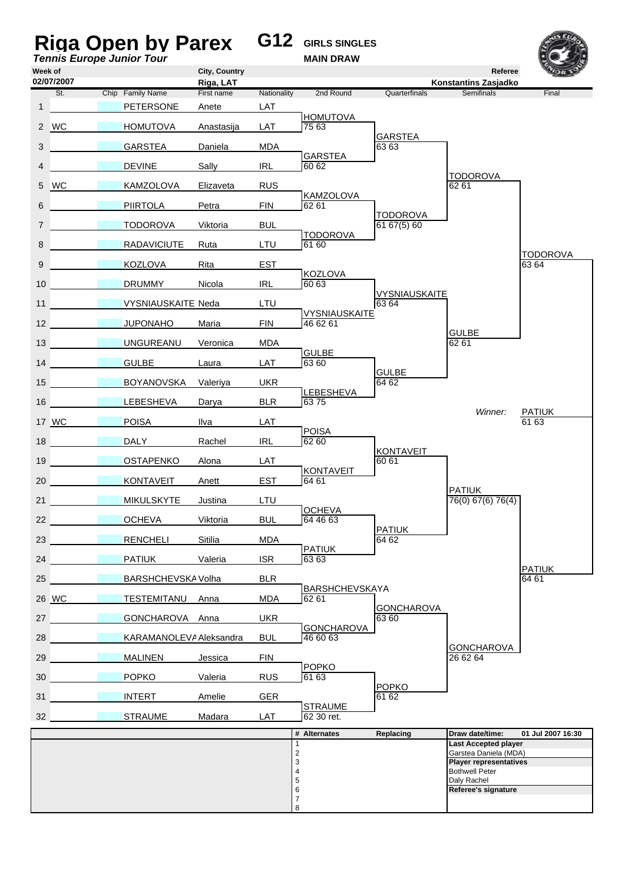# Riga Open by Parex

**G12** **GIRLS SINGLES**

***Tennis Europe Junior Tour*** **MAIN DRAW**

| Week of | City, Country | Referee |
|---|---|---|
| 02/07/2007 | Riga, LAT | Konstantins Zasjadko |

| | St. | Chip | Family Name | First name | Nationality | 2nd Round | Quarterfinals | Semifinals | Final |
|---|---|---|---|---|---|---|---|---|---|
| 1 | | | PETERSONE | Anete | LAT | | | | |
| | | | | | | HOMUTOVA 75 63 | | | |
| 2 | WC | | HOMUTOVA | Anastasija | LAT | | | | |
| | | | | | | | GARSTEA 63 63 | | |
| 3 | | | GARSTEA | Daniela | MDA | | | | |
| | | | | | | GARSTEA 60 62 | | | |
| 4 | | | DEVINE | Sally | IRL | | | | |
| | | | | | | | | TODOROVA 62 61 | |
| 5 | WC | | KAMZOLOVA | Elizaveta | RUS | | | | |
| | | | | | | KAMZOLOVA 62 61 | | | |
| 6 | | | PIIRTOLA | Petra | FIN | | | | |
| | | | | | | | TODOROVA 61 67(5) 60 | | |
| 7 | | | TODOROVA | Viktoria | BUL | | | | |
| | | | | | | TODOROVA 61 60 | | | |
| 8 | | | RADAVICIUTE | Ruta | LTU | | | | |
| | | | | | | | | | TODOROVA 63 64 |
| 9 | | | KOZLOVA | Rita | EST | | | | |
| | | | | | | KOZLOVA 60 63 | | | |
| 10 | | | DRUMMY | Nicola | IRL | | | | |
| | | | | | | | VYSNIAUSKAITE 63 64 | | |
| 11 | | | VYSNIAUSKAITE | Neda | LTU | | | | |
| | | | | | | VYSNIAUSKAITE 46 62 61 | | | |
| 12 | | | JUPONAHO | Maria | FIN | | | | |
| | | | | | | | | GULBE 62 61 | |
| 13 | | | UNGUREANU | Veronica | MDA | | | | |
| | | | | | | GULBE 63 60 | | | |
| 14 | | | GULBE | Laura | LAT | | | | |
| | | | | | | | GULBE 64 62 | | |
| 15 | | | BOYANOVSKA | Valeriya | UKR | | | | |
| | | | | | | LEBESHEVA 63 75 | | | |
| 16 | | | LEBESHEVA | Darya | BLR | | | | |
| | | | | | | | | *Winner:* | PATIUK 61 63 |
| 17 | WC | | POISA | Ilva | LAT | | | | |
| | | | | | | POISA 62 60 | | | |
| 18 | | | DALY | Rachel | IRL | | | | |
| | | | | | | | KONTAVEIT 60 61 | | |
| 19 | | | OSTAPENKO | Alona | LAT | | | | |
| | | | | | | KONTAVEIT 64 61 | | | |
| 20 | | | KONTAVEIT | Anett | EST | | | | |
| | | | | | | | | PATIUK 76(0) 67(6) 76(4) | |
| 21 | | | MIKULSKYTE | Justina | LTU | | | | |
| | | | | | | OCHEVA 64 46 63 | | | |
| 22 | | | OCHEVA | Viktoria | BUL | | | | |
| | | | | | | | PATIUK 64 62 | | |
| 23 | | | RENCHELI | Sitilia | MDA | | | | |
| | | | | | | PATIUK 63 63 | | | |
| 24 | | | PATIUK | Valeria | ISR | | | | |
| | | | | | | | | | PATIUK 64 61 |
| 25 | | | BARSHCHEVSKAYA | Volha | BLR | | | | |
| | | | | | | BARSHCHEVSKAYA 62 61 | | | |
| 26 | WC | | TESTEMITANU | Anna | MDA | | | | |
| | | | | | | | GONCHAROVA 63 60 | | |
| 27 | | | GONCHAROVA | Anna | UKR | | | | |
| | | | | | | GONCHAROVA 46 60 63 | | | |
| 28 | | | KARAMANOLEVA | Aleksandra | BUL | | | | |
| | | | | | | | | GONCHAROVA 26 62 64 | |
| 29 | | | MALINEN | Jessica | FIN | | | | |
| | | | | | | POPKO 61 63 | | | |
| 30 | | | POPKO | Valeria | RUS | | | | |
| | | | | | | | POPKO 61 62 | | |
| 31 | | | INTERT | Amelie | GER | | | | |
| | | | | | | STRAUME 62 30 ret. | | | |
| 32 | | | STRAUME | Madara | LAT | | | | |

| # | Alternates | Replacing |
|---|---|---|
| 1 | | |
| 2 | | |
| 3 | | |
| 4 | | |
| 5 | | |
| 6 | | |
| 7 | | |
| 8 | | |

**Draw date/time:** 01 Jul 2007 16:30

**Last Accepted player**
Garstea Daniela (MDA)

**Player representatives**
Bothwell Peter
Daly Rachel

**Referee's signature**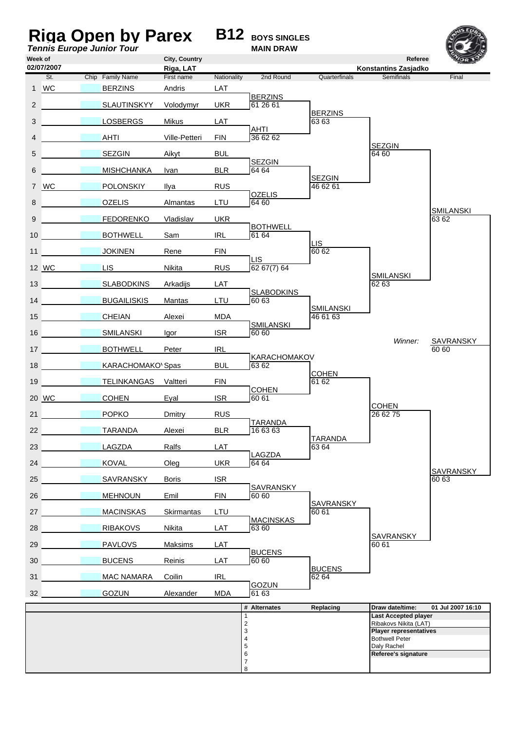# Riga Open by Parex

***Tennis Europe Junior Tour***

**B12** **BOYS SINGLES**
**MAIN DRAW**

| Week of | City, Country | Referee |
|---|---|---|
| 02/07/2007 | Riga, LAT | Konstantins Zasjadko |

| | St. | Chip | Family Name | First name | Nationality | 2nd Round | Quarterfinals | Semifinals | Final |
|---|---|---|---|---|---|---|---|---|---|
| 1 | WC | | BERZINS | Andris | LAT | | | | |
| | | | | | | BERZINS 61 26 61 | | | |
| 2 | | | SLAUTINSKYY | Volodymyr | UKR | | | | |
| | | | | | | | BERZINS 63 63 | | |
| 3 | | | LOSBERGS | Mikus | LAT | | | | |
| | | | | | | AHTI 36 62 62 | | | |
| 4 | | | AHTI | Ville-Petteri | FIN | | | | |
| | | | | | | | | SEZGIN 64 60 | |
| 5 | | | SEZGIN | Aikyt | BUL | | | | |
| | | | | | | SEZGIN 64 64 | | | |
| 6 | | | MISHCHANKA | Ivan | BLR | | | | |
| | | | | | | | SEZGIN 46 62 61 | | |
| 7 | WC | | POLONSKIY | Ilya | RUS | | | | |
| | | | | | | OZELIS 64 60 | | | |
| 8 | | | OZELIS | Almantas | LTU | | | | |
| | | | | | | | | | SMILANSKI 63 62 |
| 9 | | | FEDORENKO | Vladislav | UKR | | | | |
| | | | | | | BOTHWELL 61 64 | | | |
| 10 | | | BOTHWELL | Sam | IRL | | | | |
| | | | | | | | LIS 60 62 | | |
| 11 | | | JOKINEN | Rene | FIN | | | | |
| | | | | | | LIS 62 67(7) 64 | | | |
| 12 | WC | | LIS | Nikita | RUS | | | | |
| | | | | | | | | SMILANSKI 62 63 | |
| 13 | | | SLABODKINS | Arkadijs | LAT | | | | |
| | | | | | | SLABODKINS 60 63 | | | |
| 14 | | | BUGAILISKIS | Mantas | LTU | | | | |
| | | | | | | | SMILANSKI 46 61 63 | | |
| 15 | | | CHEIAN | Alexei | MDA | | | | |
| | | | | | | SMILANSKI 60 60 | | | |
| 16 | | | SMILANSKI | Igor | ISR | | | | |
| | | | | | | | | *Winner:* | SAVRANSKY 60 60 |
| 17 | | | BOTHWELL | Peter | IRL | | | | |
| | | | | | | KARACHOMAKOV 63 62 | | | |
| 18 | | | KARACHOMAKOV | Spas | BUL | | | | |
| | | | | | | | COHEN 61 62 | | |
| 19 | | | TELINKANGAS | Valtteri | FIN | | | | |
| | | | | | | COHEN 60 61 | | | |
| 20 | WC | | COHEN | Eyal | ISR | | | | |
| | | | | | | | | COHEN 26 62 75 | |
| 21 | | | POPKO | Dmitry | RUS | | | | |
| | | | | | | TARANDA 16 63 63 | | | |
| 22 | | | TARANDA | Alexei | BLR | | | | |
| | | | | | | | TARANDA 63 64 | | |
| 23 | | | LAGZDA | Ralfs | LAT | | | | |
| | | | | | | LAGZDA 64 64 | | | |
| 24 | | | KOVAL | Oleg | UKR | | | | |
| | | | | | | | | | SAVRANSKY 60 63 |
| 25 | | | SAVRANSKY | Boris | ISR | | | | |
| | | | | | | SAVRANSKY 60 60 | | | |
| 26 | | | MEHNOUN | Emil | FIN | | | | |
| | | | | | | | SAVRANSKY 60 61 | | |
| 27 | | | MACINSKAS | Skirmantas | LTU | | | | |
| | | | | | | MACINSKAS 63 60 | | | |
| 28 | | | RIBAKOVS | Nikita | LAT | | | | |
| | | | | | | | | SAVRANSKY 60 61 | |
| 29 | | | PAVLOVS | Maksims | LAT | | | | |
| | | | | | | BUCENS 60 60 | | | |
| 30 | | | BUCENS | Reinis | LAT | | | | |
| | | | | | | | BUCENS 62 64 | | |
| 31 | | | MAC NAMARA | Coilin | IRL | | | | |
| | | | | | | GOZUN 61 63 | | | |
| 32 | | | GOZUN | Alexander | MDA | | | | |

| # | Alternates | Replacing |
|---|---|---|
| 1 | | |
| 2 | | |
| 3 | | |
| 4 | | |
| 5 | | |
| 6 | | |
| 7 | | |
| 8 | | |

**Draw date/time:** 01 Jul 2007 16:10

**Last Accepted player**
Ribakovs Nikita (LAT)

**Player representatives**
Bothwell Peter
Daly Rachel

**Referee's signature**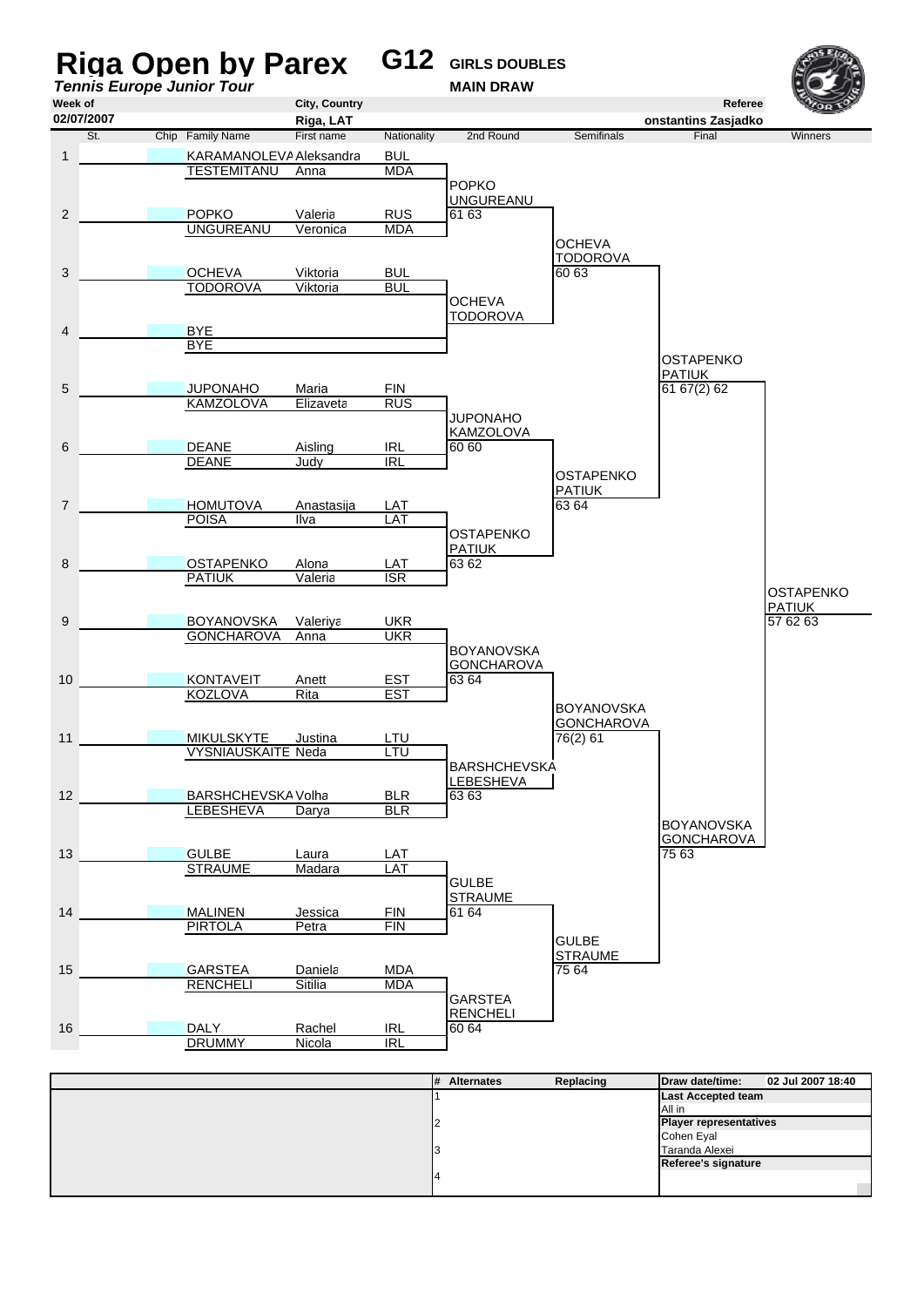# Riga Open by Parex G12 GIRLS DOUBLES

*Tennis Europe Junior Tour*

**MAIN DRAW**

| Week of | City, Country | Referee |
|---|---|---|
| 02/07/2007 | Riga, LAT | onstantins Zasjadko |

| # | St. | Chip | Family Name | First name | Nationality | 2nd Round | Semifinals | Final | Winners |
|---|---|---|---|---|---|---|---|---|---|
| 1 | | | KARAMANOLEVA | Aleksandra | BUL | | | | |
| | | | TESTEMITANU | Anna | MDA | POPKO UNGUREANU | | | |
| 2 | | | POPKO | Valeria | RUS | 61 63 | | | |
| | | | UNGUREANU | Veronica | MDA | | OCHEVA TODOROVA | | |
| 3 | | | OCHEVA | Viktoria | BUL | | 60 63 | | |
| | | | TODOROVA | Viktoria | BUL | OCHEVA TODOROVA | | | |
| 4 | | | BYE | | | | | | |
| | | | BYE | | | | | OSTAPENKO PATIUK | |
| 5 | | | JUPONAHO | Maria | FIN | | | 61 67(2) 62 | |
| | | | KAMZOLOVA | Elizaveta | RUS | JUPONAHO KAMZOLOVA | | | |
| 6 | | | DEANE | Aisling | IRL | 60 60 | | | |
| | | | DEANE | Judy | IRL | | OSTAPENKO PATIUK | | |
| 7 | | | HOMUTOVA | Anastasija | LAT | | 63 64 | | |
| | | | POISA | Ilva | LAT | OSTAPENKO PATIUK | | | |
| 8 | | | OSTAPENKO | Alona | LAT | 63 62 | | | |
| | | | PATIUK | Valeria | ISR | | | | OSTAPENKO PATIUK |
| 9 | | | BOYANOVSKA | Valeriya | UKR | | | | 57 62 63 |
| | | | GONCHAROVA | Anna | UKR | BOYANOVSKA GONCHAROVA | | | |
| 10 | | | KONTAVEIT | Anett | EST | 63 64 | | | |
| | | | KOZLOVA | Rita | EST | | BOYANOVSKA GONCHAROVA | | |
| 11 | | | MIKULSKYTE | Justina | LTU | | 76(2) 61 | | |
| | | | VYSNIAUSKAITE | Neda | LTU | BARSHCHEVSKA LEBESHEVA | | | |
| 12 | | | BARSHCHEVSKA | Volha | BLR | 63 63 | | | |
| | | | LEBESHEVA | Darya | BLR | | | BOYANOVSKA GONCHAROVA | |
| 13 | | | GULBE | Laura | LAT | | | 75 63 | |
| | | | STRAUME | Madara | LAT | GULBE STRAUME | | | |
| 14 | | | MALINEN | Jessica | FIN | 61 64 | | | |
| | | | PIRTOLA | Petra | FIN | | GULBE STRAUME | | |
| 15 | | | GARSTEA | Daniela | MDA | | 75 64 | | |
| | | | RENCHELI | Sitilia | MDA | GARSTEA RENCHELI | | | |
| 16 | | | DALY | Rachel | IRL | 60 64 | | | |
| | | | DRUMMY | Nicola | IRL | | | | |

| # | Alternates | Replacing |
|---|---|---|
| 1 | | |
| 2 | | |
| 3 | | |
| 4 | | |

**Draw date/time:** 02 Jul 2007 18:40

**Last Accepted team**
All in

**Player representatives**
Cohen Eyal
Taranda Alexei

**Referee's signature**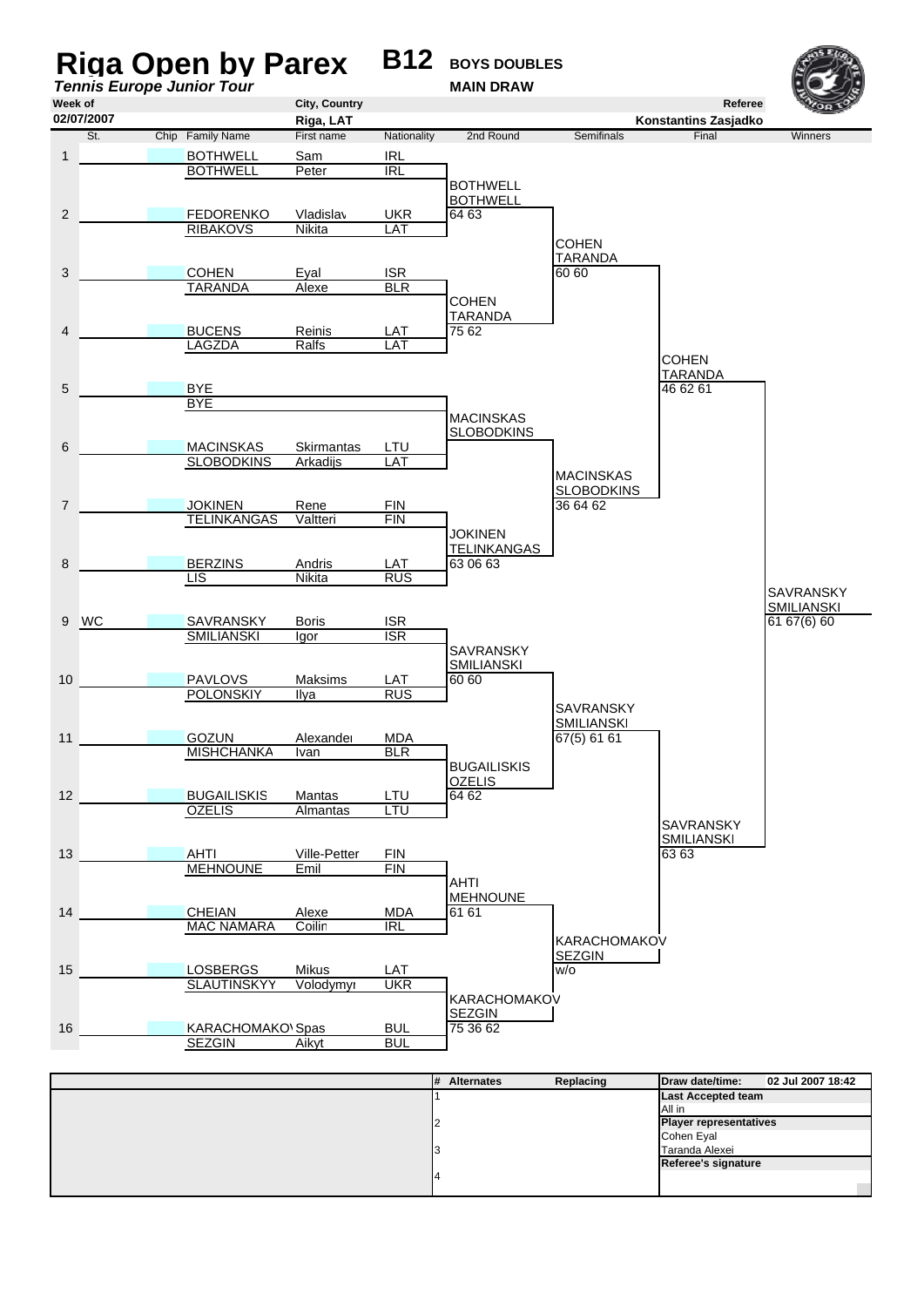# Riga Open by Parex

***Tennis Europe Junior Tour***

**B12 BOYS DOUBLES**

**MAIN DRAW**

| Week of | City, Country | Referee |
|---|---|---|
| 02/07/2007 | Riga, LAT | Konstantins Zasjadko |

| | St. | Chip | Family Name | First name | Nationality |
|---|---|---|---|---|---|
| 1 | | | BOTHWELL | Sam | IRL |
| | | | BOTHWELL | Peter | IRL |
| 2 | | | FEDORENKO | Vladislav | UKR |
| | | | RIBAKOVS | Nikita | LAT |
| 3 | | | COHEN | Eyal | ISR |
| | | | TARANDA | Alexe | BLR |
| 4 | | | BUCENS | Reinis | LAT |
| | | | LAGZDA | Ralfs | LAT |
| 5 | | | BYE | | |
| | | | BYE | | |
| 6 | | | MACINSKAS | Skirmantas | LTU |
| | | | SLOBODKINS | Arkadijs | LAT |
| 7 | | | JOKINEN | Rene | FIN |
| | | | TELINKANGAS | Valtteri | FIN |
| 8 | | | BERZINS | Andris | LAT |
| | | | LIS | Nikita | RUS |
| 9 | WC | | SAVRANSKY | Boris | ISR |
| | | | SMILIANSKI | Igor | ISR |
| 10 | | | PAVLOVS | Maksims | LAT |
| | | | POLONSKIY | Ilya | RUS |
| 11 | | | GOZUN | Alexander | MDA |
| | | | MISHCHANKA | Ivan | BLR |
| 12 | | | BUGAILISKIS | Mantas | LTU |
| | | | OZELIS | Almantas | LTU |
| 13 | | | AHTI | Ville-Petter | FIN |
| | | | MEHNOUNE | Emil | FIN |
| 14 | | | CHEIAN | Alexe | MDA |
| | | | MAC NAMARA | Coilin | IRL |
| 15 | | | LOSBERGS | Mikus | LAT |
| | | | SLAUTINSKYY | Volodymyr | UKR |
| 16 | | | KARACHOMAKOV | Spas | BUL |
| | | | SEZGIN | Aikyt | BUL |

**2nd Round**

- BOTHWELL / BOTHWELL 64 63
- COHEN / TARANDA 75 62
- MACINSKAS / SLOBODKINS
- JOKINEN / TELINKANGAS 63 06 63
- SAVRANSKY / SMILIANSKI 60 60
- BUGAILISKIS / OZELIS 64 62
- AHTI / MEHNOUNE 61 61
- KARACHOMAKOV / SEZGIN 75 36 62

**Semifinals**

- COHEN / TARANDA 60 60
- MACINSKAS / SLOBODKINS 36 64 62
- SAVRANSKY / SMILIANSKI 67(5) 61 61
- KARACHOMAKOV / SEZGIN w/o

**Final**

- COHEN / TARANDA 46 62 61
- SAVRANSKY / SMILIANSKI 63 63

**Winners**

- SAVRANSKY / SMILIANSKI 61 67(6) 60

| # | Alternates | Replacing |
|---|---|---|
| 1 | | |
| 2 | | |
| 3 | | |
| 4 | | |

**Draw date/time:** 02 Jul 2007 18:42

**Last Accepted team**
All in

**Player representatives**
Cohen Eyal
Taranda Alexei

**Referee's signature**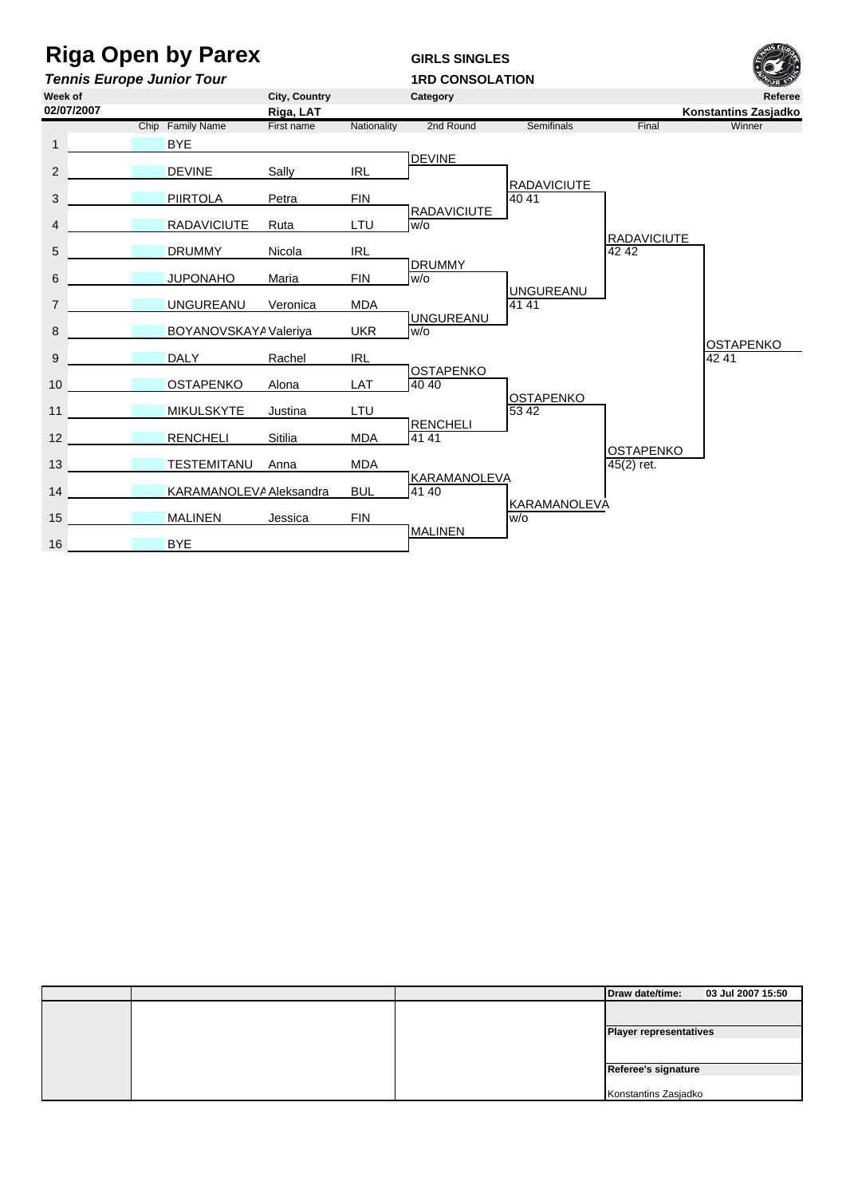# Riga Open by Parex

***Tennis Europe Junior Tour***

**GIRLS SINGLES**

**1RD CONSOLATION**

| Week of | | City, Country | | Category | | | Referee |
|---|---|---|---|---|---|---|---|
| **02/07/2007** | | **Riga, LAT** | | | | | **Konstantins Zasjadko** |

| | Chip | Family Name | First name | Nationality | 2nd Round | Semifinals | Final | Winner |
|---|---|---|---|---|---|---|---|---|
| 1 | | BYE | | | | | | |
| | | | | | DEVINE | | | |
| 2 | | DEVINE | Sally | IRL | | | | |
| | | | | | | RADAVICIUTE 40 41 | | |
| 3 | | PIIRTOLA | Petra | FIN | | | | |
| | | | | | RADAVICIUTE w/o | | | |
| 4 | | RADAVICIUTE | Ruta | LTU | | | | |
| | | | | | | | RADAVICIUTE 42 42 | |
| 5 | | DRUMMY | Nicola | IRL | | | | |
| | | | | | DRUMMY w/o | | | |
| 6 | | JUPONAHO | Maria | FIN | | | | |
| | | | | | | UNGUREANU 41 41 | | |
| 7 | | UNGUREANU | Veronica | MDA | | | | |
| | | | | | UNGUREANU w/o | | | |
| 8 | | BOYANOVSKAYA | Valeriya | UKR | | | | |
| | | | | | | | | OSTAPENKO 42 41 |
| 9 | | DALY | Rachel | IRL | | | | |
| | | | | | OSTAPENKO 40 40 | | | |
| 10 | | OSTAPENKO | Alona | LAT | | | | |
| | | | | | | OSTAPENKO 53 42 | | |
| 11 | | MIKULSKYTE | Justina | LTU | | | | |
| | | | | | RENCHELI 41 41 | | | |
| 12 | | RENCHELI | Sitilia | MDA | | | | |
| | | | | | | | OSTAPENKO 45(2) ret. | |
| 13 | | TESTEMITANU | Anna | MDA | | | | |
| | | | | | KARAMANOLEVA 41 40 | | | |
| 14 | | KARAMANOLEVA | Aleksandra | BUL | | | | |
| | | | | | | KARAMANOLEVA w/o | | |
| 15 | | MALINEN | Jessica | FIN | | | | |
| | | | | | MALINEN | | | |
| 16 | | BYE | | | | | | |

| | | | Draw date/time: 03 Jul 2007 15:50 |
|---|---|---|---|
| | | | |
| | | | **Player representatives** |
| | | | |
| | | | **Referee's signature** |
| | | | Konstantins Zasjadko |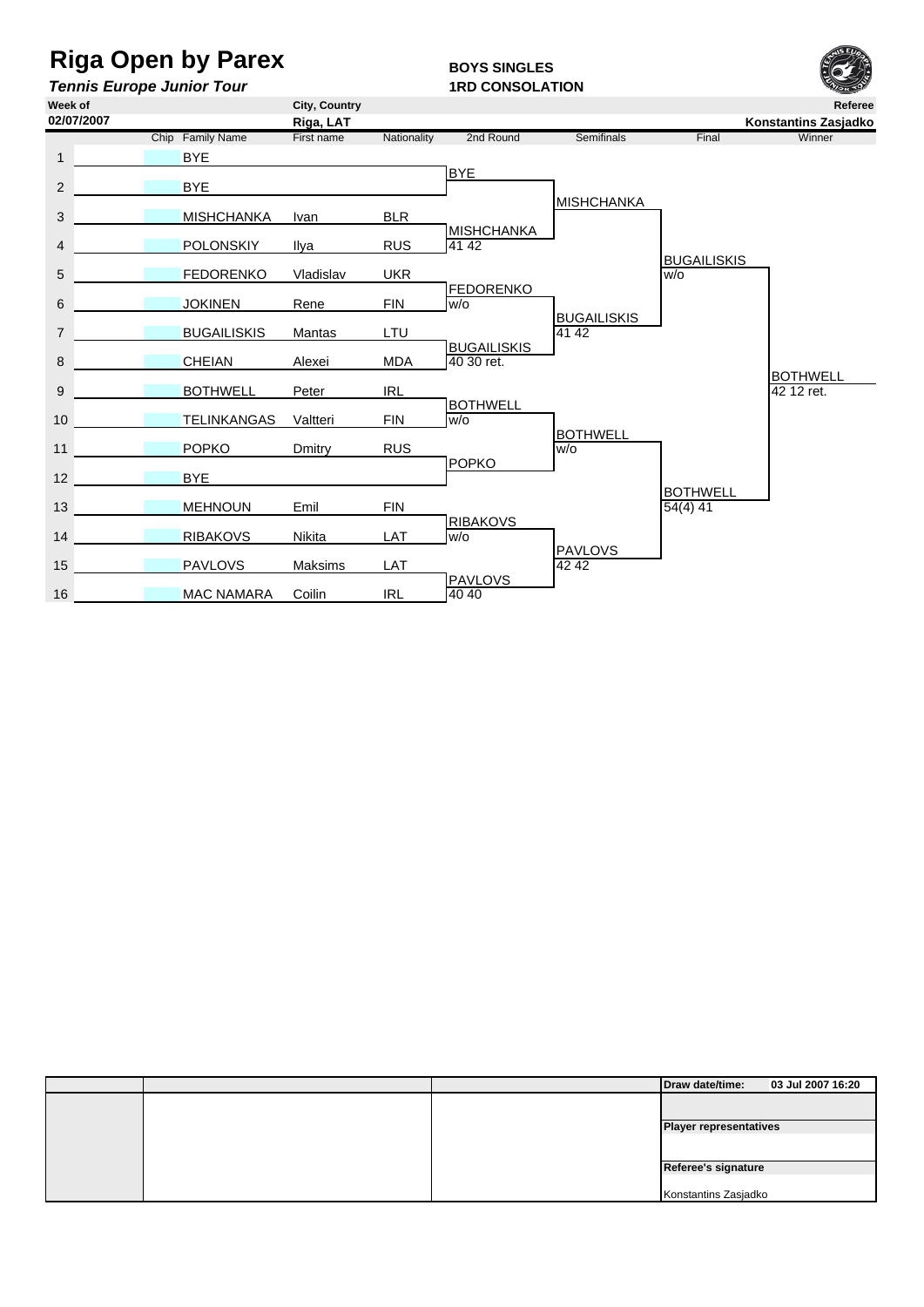# Riga Open by Parex

***Tennis Europe Junior Tour***

**BOYS SINGLES**
**1RD CONSOLATION**

| Week of | City, Country | Referee |
|---|---|---|
| 02/07/2007 | Riga, LAT | Konstantins Zasjadko |

| | Chip | Family Name | First name | Nationality | 2nd Round | Semifinals | Final | Winner |
|---|---|---|---|---|---|---|---|---|
| 1 | | BYE | | | | | | |
| | | | | | BYE | | | |
| 2 | | BYE | | | | | | |
| | | | | | | MISHCHANKA | | |
| 3 | | MISHCHANKA | Ivan | BLR | | | | |
| | | | | | MISHCHANKA 41 42 | | | |
| 4 | | POLONSKIY | Ilya | RUS | | | | |
| | | | | | | | BUGAILISKIS w/o | |
| 5 | | FEDORENKO | Vladislav | UKR | | | | |
| | | | | | FEDORENKO w/o | | | |
| 6 | | JOKINEN | Rene | FIN | | | | |
| | | | | | | BUGAILISKIS 41 42 | | |
| 7 | | BUGAILISKIS | Mantas | LTU | | | | |
| | | | | | BUGAILISKIS 40 30 ret. | | | |
| 8 | | CHEIAN | Alexei | MDA | | | | |
| | | | | | | | | BOTHWELL 42 12 ret. |
| 9 | | BOTHWELL | Peter | IRL | | | | |
| | | | | | BOTHWELL w/o | | | |
| 10 | | TELINKANGAS | Valtteri | FIN | | | | |
| | | | | | | BOTHWELL w/o | | |
| 11 | | POPKO | Dmitry | RUS | | | | |
| | | | | | POPKO | | | |
| 12 | | BYE | | | | | | |
| | | | | | | | BOTHWELL 54(4) 41 | |
| 13 | | MEHNOUN | Emil | FIN | | | | |
| | | | | | RIBAKOVS w/o | | | |
| 14 | | RIBAKOVS | Nikita | LAT | | | | |
| | | | | | | PAVLOVS 42 42 | | |
| 15 | | PAVLOVS | Maksims | LAT | | | | |
| | | | | | PAVLOVS 40 40 | | | |
| 16 | | MAC NAMARA | Coilin | IRL | | | | |

| | | | |
|---|---|---|---|
| | | | **Draw date/time:** 03 Jul 2007 16:20 |
| | | | |
| | | | **Player representatives** |
| | | | |
| | | | **Referee's signature** |
| | | | Konstantins Zasjadko |